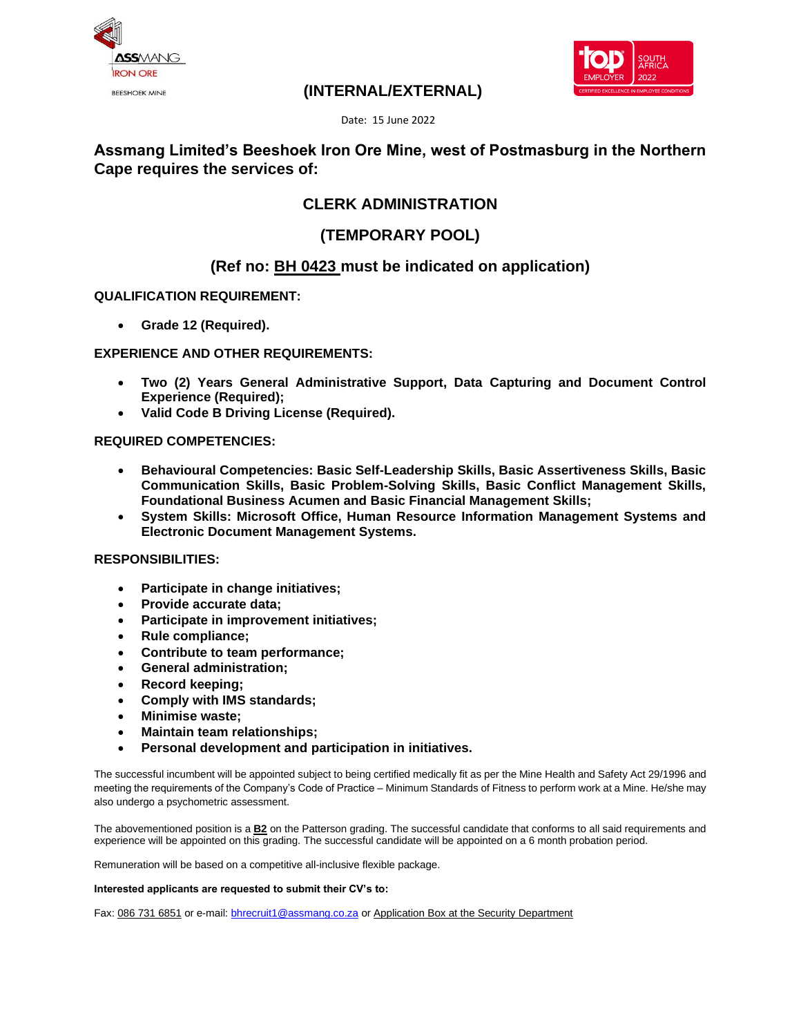ASSMANG IRON ORE

BEESHOEK MINE

**(INTERNAL/EXTERNAL)**

top EMPLOYER SOUTH AFRICA 2022 CERTIFIED EXCELLENCE IN EMPLOYEE CONDITIONS

Date: 15 June 2022

## Assmang Limited's Beeshoek Iron Ore Mine, west of Postmasburg in the Northern Cape requires the services of:

## CLERK ADMINISTRATION

## (TEMPORARY POOL)

## (Ref no: BH 0423 must be indicated on application)

**QUALIFICATION REQUIREMENT:**

- **Grade 12 (Required).**

**EXPERIENCE AND OTHER REQUIREMENTS:**

- **Two (2) Years General Administrative Support, Data Capturing and Document Control Experience (Required);**
- **Valid Code B Driving License (Required).**

**REQUIRED COMPETENCIES:**

- **Behavioural Competencies: Basic Self-Leadership Skills, Basic Assertiveness Skills, Basic Communication Skills, Basic Problem-Solving Skills, Basic Conflict Management Skills, Foundational Business Acumen and Basic Financial Management Skills;**
- **System Skills: Microsoft Office, Human Resource Information Management Systems and Electronic Document Management Systems.**

**RESPONSIBILITIES:**

- **Participate in change initiatives;**
- **Provide accurate data;**
- **Participate in improvement initiatives;**
- **Rule compliance;**
- **Contribute to team performance;**
- **General administration;**
- **Record keeping;**
- **Comply with IMS standards;**
- **Minimise waste;**
- **Maintain team relationships;**
- **Personal development and participation in initiatives.**

The successful incumbent will be appointed subject to being certified medically fit as per the Mine Health and Safety Act 29/1996 and meeting the requirements of the Company's Code of Practice – Minimum Standards of Fitness to perform work at a Mine. He/she may also undergo a psychometric assessment.

The abovementioned position is a **B2** on the Patterson grading. The successful candidate that conforms to all said requirements and experience will be appointed on this grading. The successful candidate will be appointed on a 6 month probation period.

Remuneration will be based on a competitive all-inclusive flexible package.

**Interested applicants are requested to submit their CV's to:**

Fax: 086 731 6851 or e-mail: bhrecruit1@assmang.co.za or Application Box at the Security Department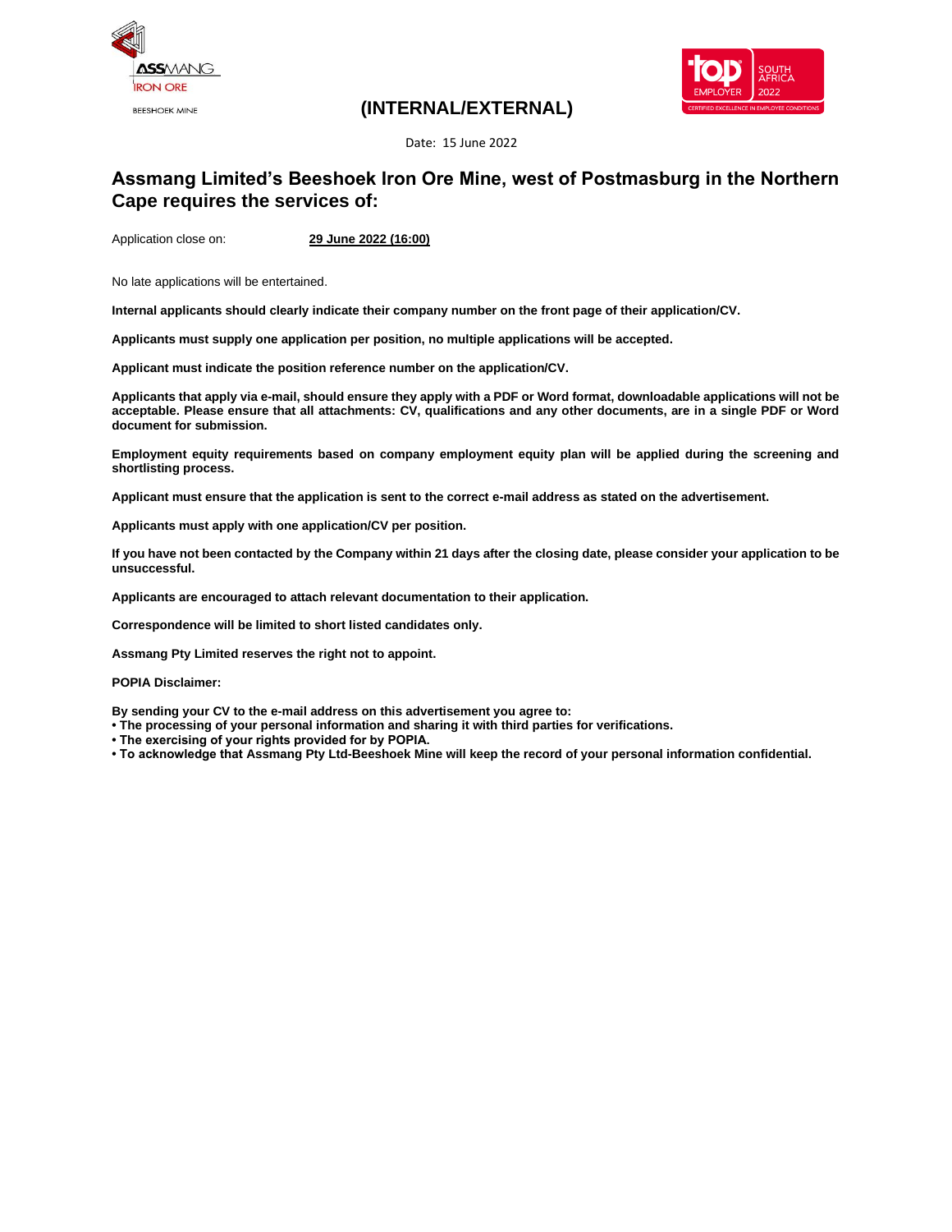ASSMANG IRON ORE

BEESHOEK MINE

## (INTERNAL/EXTERNAL)

Date: 15 June 2022

## Assmang Limited's Beeshoek Iron Ore Mine, west of Postmasburg in the Northern Cape requires the services of:

Application close on: **29 June 2022 (16:00)**

No late applications will be entertained.

**Internal applicants should clearly indicate their company number on the front page of their application/CV.**

**Applicants must supply one application per position, no multiple applications will be accepted.**

**Applicant must indicate the position reference number on the application/CV.**

**Applicants that apply via e-mail, should ensure they apply with a PDF or Word format, downloadable applications will not be acceptable. Please ensure that all attachments: CV, qualifications and any other documents, are in a single PDF or Word document for submission.**

**Employment equity requirements based on company employment equity plan will be applied during the screening and shortlisting process.**

**Applicant must ensure that the application is sent to the correct e-mail address as stated on the advertisement.**

**Applicants must apply with one application/CV per position.**

**If you have not been contacted by the Company within 21 days after the closing date, please consider your application to be unsuccessful.**

**Applicants are encouraged to attach relevant documentation to their application.**

**Correspondence will be limited to short listed candidates only.**

**Assmang Pty Limited reserves the right not to appoint.**

**POPIA Disclaimer:**

**By sending your CV to the e-mail address on this advertisement you agree to:**
- **The processing of your personal information and sharing it with third parties for verifications.**
- **The exercising of your rights provided for by POPIA.**
- **To acknowledge that Assmang Pty Ltd-Beeshoek Mine will keep the record of your personal information confidential.**